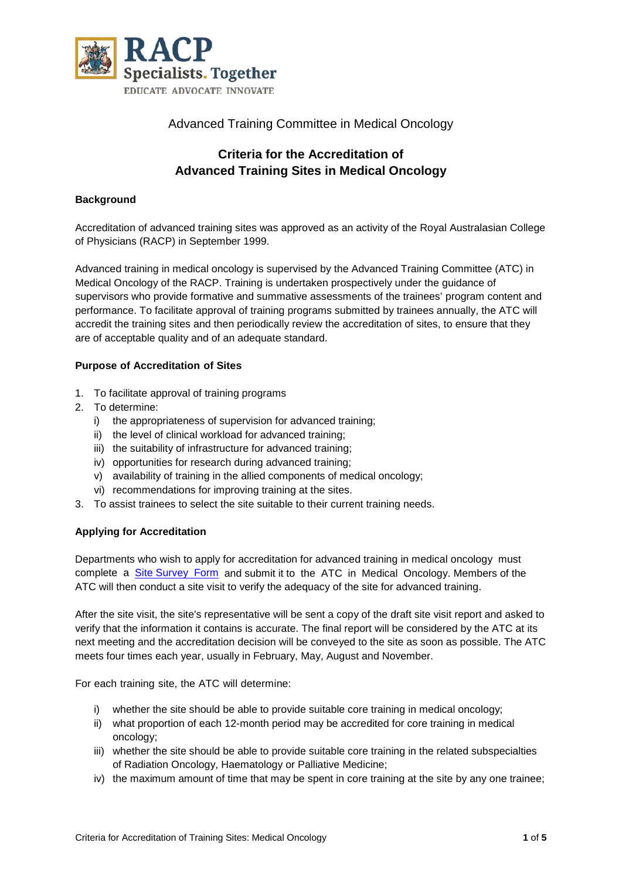Advanced Training Committee in Medical Oncology

# Criteria for the Accreditation of Advanced Training Sites in Medical Oncology

## Background

Accreditation of advanced training sites was approved as an activity of the Royal Australasian College of Physicians (RACP) in September 1999.

Advanced training in medical oncology is supervised by the Advanced Training Committee (ATC) in Medical Oncology of the RACP. Training is undertaken prospectively under the guidance of supervisors who provide formative and summative assessments of the trainees' program content and performance. To facilitate approval of training programs submitted by trainees annually, the ATC will accredit the training sites and then periodically review the accreditation of sites, to ensure that they are of acceptable quality and of an adequate standard.

## Purpose of Accreditation of Sites

1. To facilitate approval of training programs
2. To determine:
   i) the appropriateness of supervision for advanced training;
   ii) the level of clinical workload for advanced training;
   iii) the suitability of infrastructure for advanced training;
   iv) opportunities for research during advanced training;
   v) availability of training in the allied components of medical oncology;
   vi) recommendations for improving training at the sites.
3. To assist trainees to select the site suitable to their current training needs.

## Applying for Accreditation

Departments who wish to apply for accreditation for advanced training in medical oncology must complete a [Site Survey Form] and submit it to the ATC in Medical Oncology. Members of the ATC will then conduct a site visit to verify the adequacy of the site for advanced training.

After the site visit, the site's representative will be sent a copy of the draft site visit report and asked to verify that the information it contains is accurate. The final report will be considered by the ATC at its next meeting and the accreditation decision will be conveyed to the site as soon as possible. The ATC meets four times each year, usually in February, May, August and November.

For each training site, the ATC will determine:

i) whether the site should be able to provide suitable core training in medical oncology;
ii) what proportion of each 12-month period may be accredited for core training in medical oncology;
iii) whether the site should be able to provide suitable core training in the related subspecialties of Radiation Oncology, Haematology or Palliative Medicine;
iv) the maximum amount of time that may be spent in core training at the site by any one trainee;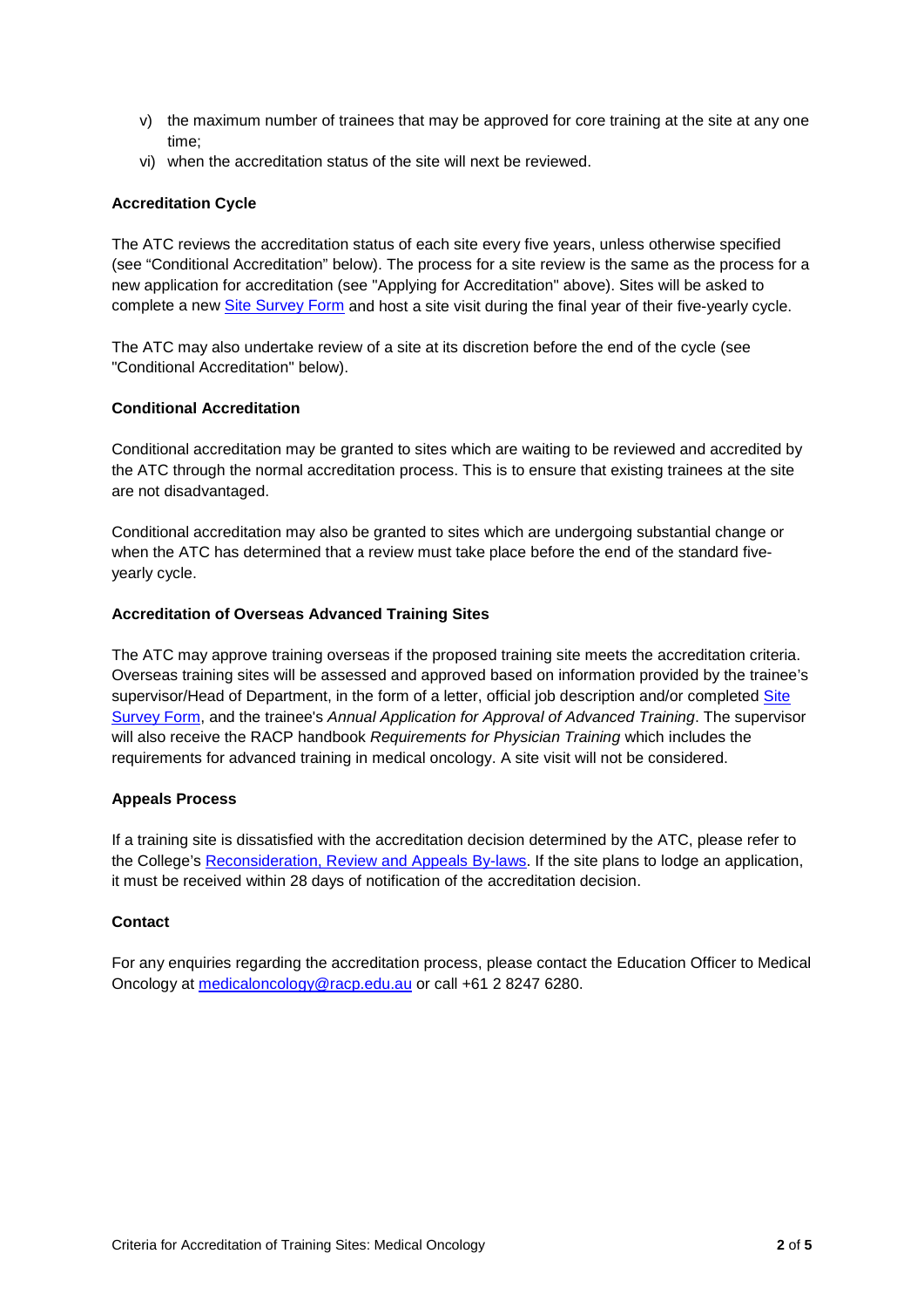v) the maximum number of trainees that may be approved for core training at the site at any one time;
vi) when the accreditation status of the site will next be reviewed.

**Accreditation Cycle**

The ATC reviews the accreditation status of each site every five years, unless otherwise specified (see "Conditional Accreditation" below). The process for a site review is the same as the process for a new application for accreditation (see "Applying for Accreditation" above). Sites will be asked to complete a new Site Survey Form and host a site visit during the final year of their five-yearly cycle.

The ATC may also undertake review of a site at its discretion before the end of the cycle (see "Conditional Accreditation" below).

**Conditional Accreditation**

Conditional accreditation may be granted to sites which are waiting to be reviewed and accredited by the ATC through the normal accreditation process. This is to ensure that existing trainees at the site are not disadvantaged.

Conditional accreditation may also be granted to sites which are undergoing substantial change or when the ATC has determined that a review must take place before the end of the standard five-yearly cycle.

**Accreditation of Overseas Advanced Training Sites**

The ATC may approve training overseas if the proposed training site meets the accreditation criteria. Overseas training sites will be assessed and approved based on information provided by the trainee's supervisor/Head of Department, in the form of a letter, official job description and/or completed Site Survey Form, and the trainee's *Annual Application for Approval of Advanced Training*. The supervisor will also receive the RACP handbook *Requirements for Physician Training* which includes the requirements for advanced training in medical oncology. A site visit will not be considered.

**Appeals Process**

If a training site is dissatisfied with the accreditation decision determined by the ATC, please refer to the College's Reconsideration, Review and Appeals By-laws. If the site plans to lodge an application, it must be received within 28 days of notification of the accreditation decision.

**Contact**

For any enquiries regarding the accreditation process, please contact the Education Officer to Medical Oncology at medicaloncology@racp.edu.au or call +61 2 8247 6280.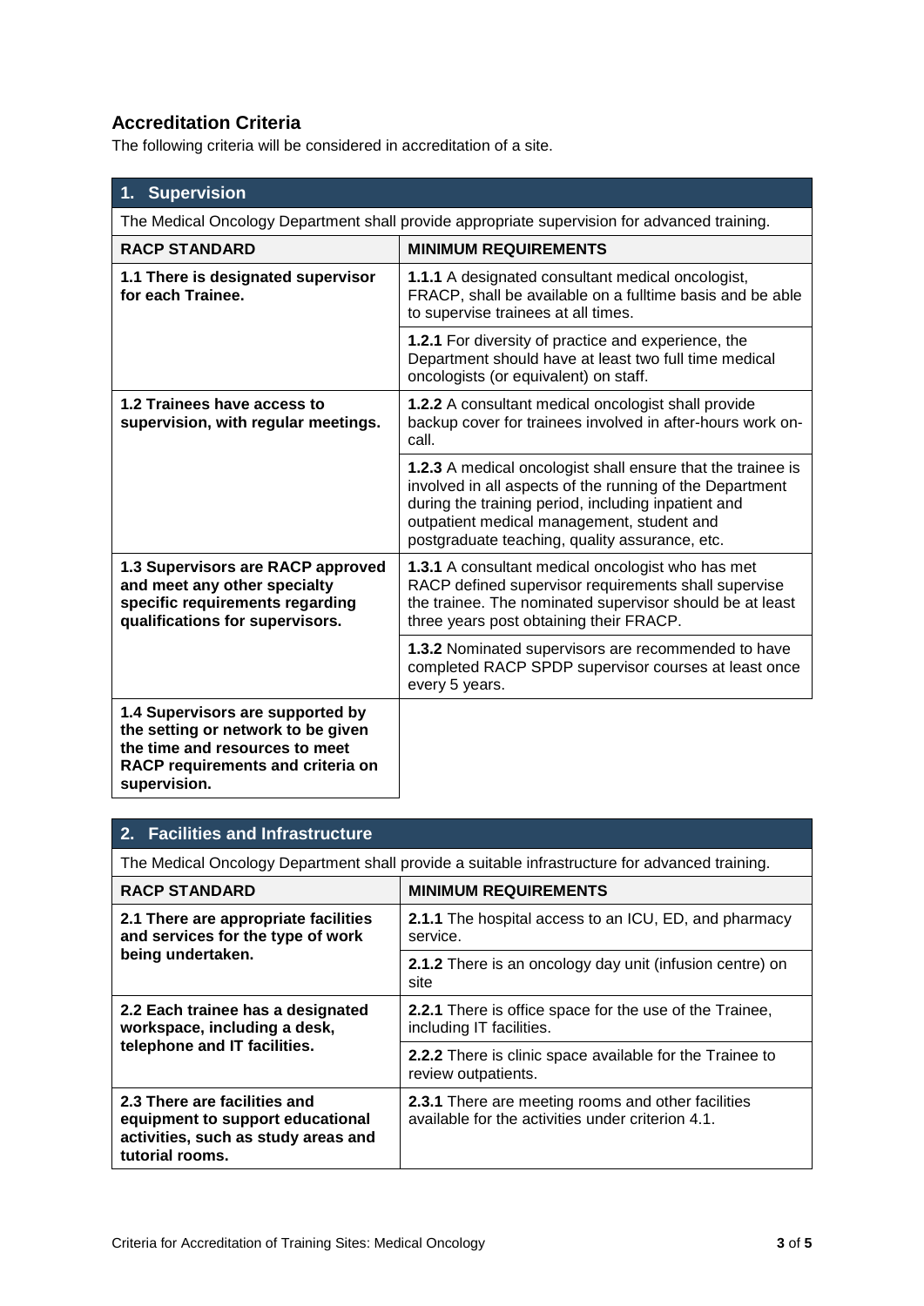## Accreditation Criteria

The following criteria will be considered in accreditation of a site.

| **1. Supervision** | |
|---|---|
| The Medical Oncology Department shall provide appropriate supervision for advanced training. | |
| **RACP STANDARD** | **MINIMUM REQUIREMENTS** |
| **1.1 There is designated supervisor for each Trainee.** | **1.1.1** A designated consultant medical oncologist, FRACP, shall be available on a fulltime basis and be able to supervise trainees at all times. |
| | **1.2.1** For diversity of practice and experience, the Department should have at least two full time medical oncologists (or equivalent) on staff. |
| **1.2 Trainees have access to supervision, with regular meetings.** | **1.2.2** A consultant medical oncologist shall provide backup cover for trainees involved in after-hours work on-call. |
| | **1.2.3** A medical oncologist shall ensure that the trainee is involved in all aspects of the running of the Department during the training period, including inpatient and outpatient medical management, student and postgraduate teaching, quality assurance, etc. |
| **1.3 Supervisors are RACP approved and meet any other specialty specific requirements regarding qualifications for supervisors.** | **1.3.1** A consultant medical oncologist who has met RACP defined supervisor requirements shall supervise the trainee. The nominated supervisor should be at least three years post obtaining their FRACP. |
| | **1.3.2** Nominated supervisors are recommended to have completed RACP SPDP supervisor courses at least once every 5 years. |
| **1.4 Supervisors are supported by the setting or network to be given the time and resources to meet RACP requirements and criteria on supervision.** | |

| **2. Facilities and Infrastructure** | |
|---|---|
| The Medical Oncology Department shall provide a suitable infrastructure for advanced training. | |
| **RACP STANDARD** | **MINIMUM REQUIREMENTS** |
| **2.1 There are appropriate facilities and services for the type of work being undertaken.** | **2.1.1** The hospital access to an ICU, ED, and pharmacy service. |
| | **2.1.2** There is an oncology day unit (infusion centre) on site |
| **2.2 Each trainee has a designated workspace, including a desk, telephone and IT facilities.** | **2.2.1** There is office space for the use of the Trainee, including IT facilities. |
| | **2.2.2** There is clinic space available for the Trainee to review outpatients. |
| **2.3 There are facilities and equipment to support educational activities, such as study areas and tutorial rooms.** | **2.3.1** There are meeting rooms and other facilities available for the activities under criterion 4.1. |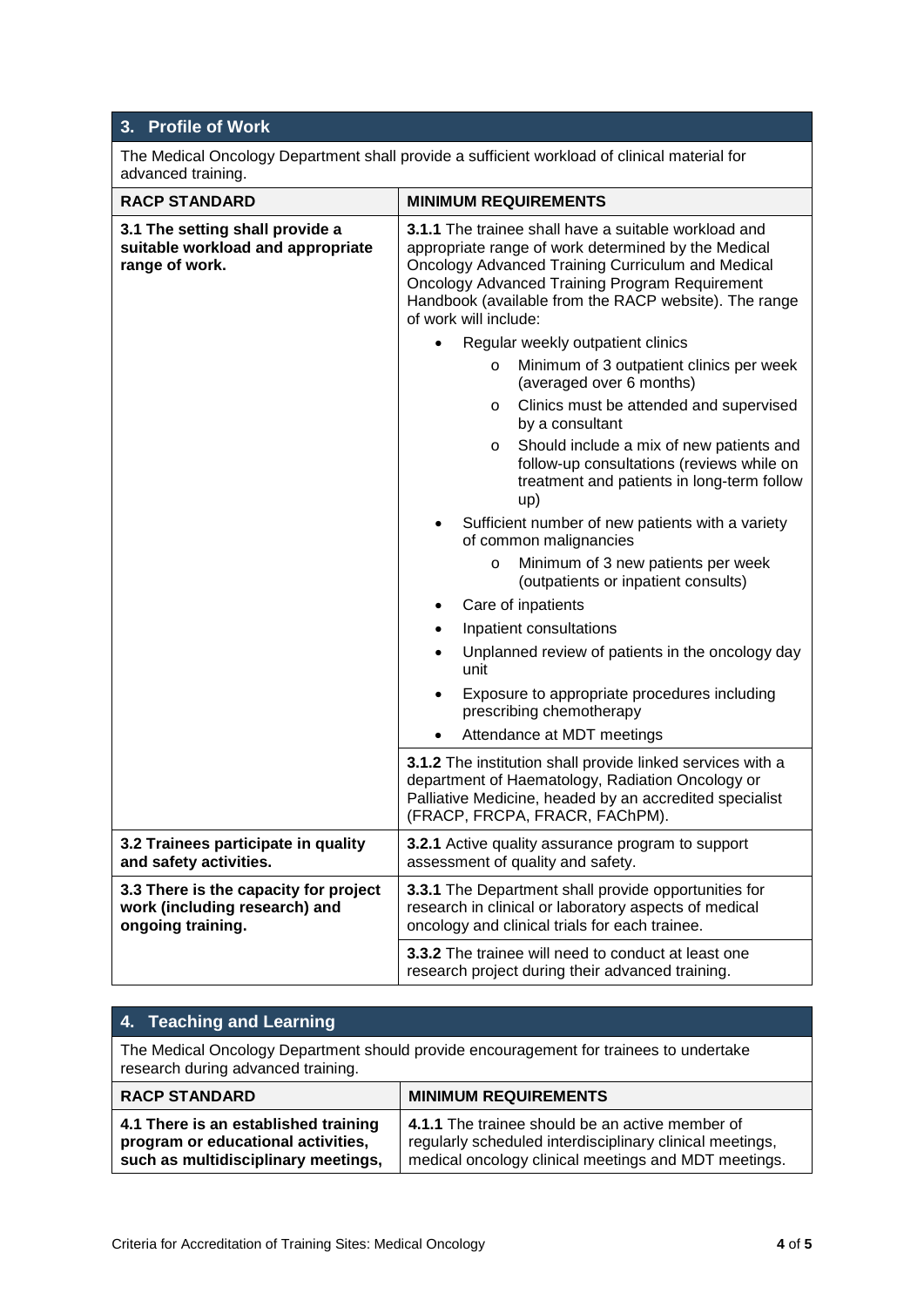## 3. Profile of Work

The Medical Oncology Department shall provide a sufficient workload of clinical material for advanced training.

| RACP STANDARD | MINIMUM REQUIREMENTS |
|---|---|
| **3.1 The setting shall provide a suitable workload and appropriate range of work.** | **3.1.1** The trainee shall have a suitable workload and appropriate range of work determined by the Medical Oncology Advanced Training Curriculum and Medical Oncology Advanced Training Program Requirement Handbook (available from the RACP website). The range of work will include:<br>• Regular weekly outpatient clinics<br>&nbsp;&nbsp;&nbsp;&nbsp;o Minimum of 3 outpatient clinics per week (averaged over 6 months)<br>&nbsp;&nbsp;&nbsp;&nbsp;o Clinics must be attended and supervised by a consultant<br>&nbsp;&nbsp;&nbsp;&nbsp;o Should include a mix of new patients and follow-up consultations (reviews while on treatment and patients in long-term follow up)<br>• Sufficient number of new patients with a variety of common malignancies<br>&nbsp;&nbsp;&nbsp;&nbsp;o Minimum of 3 new patients per week (outpatients or inpatient consults)<br>• Care of inpatients<br>• Inpatient consultations<br>• Unplanned review of patients in the oncology day unit<br>• Exposure to appropriate procedures including prescribing chemotherapy<br>• Attendance at MDT meetings |
| | **3.1.2** The institution shall provide linked services with a department of Haematology, Radiation Oncology or Palliative Medicine, headed by an accredited specialist (FRACP, FRCPA, FRACR, FAChPM). |
| **3.2 Trainees participate in quality and safety activities.** | **3.2.1** Active quality assurance program to support assessment of quality and safety. |
| **3.3 There is the capacity for project work (including research) and ongoing training.** | **3.3.1** The Department shall provide opportunities for research in clinical or laboratory aspects of medical oncology and clinical trials for each trainee. |
| | **3.3.2** The trainee will need to conduct at least one research project during their advanced training. |

## 4. Teaching and Learning

The Medical Oncology Department should provide encouragement for trainees to undertake research during advanced training.

| RACP STANDARD | MINIMUM REQUIREMENTS |
|---|---|
| **4.1 There is an established training program or educational activities, such as multidisciplinary meetings,** | **4.1.1** The trainee should be an active member of regularly scheduled interdisciplinary clinical meetings, medical oncology clinical meetings and MDT meetings. |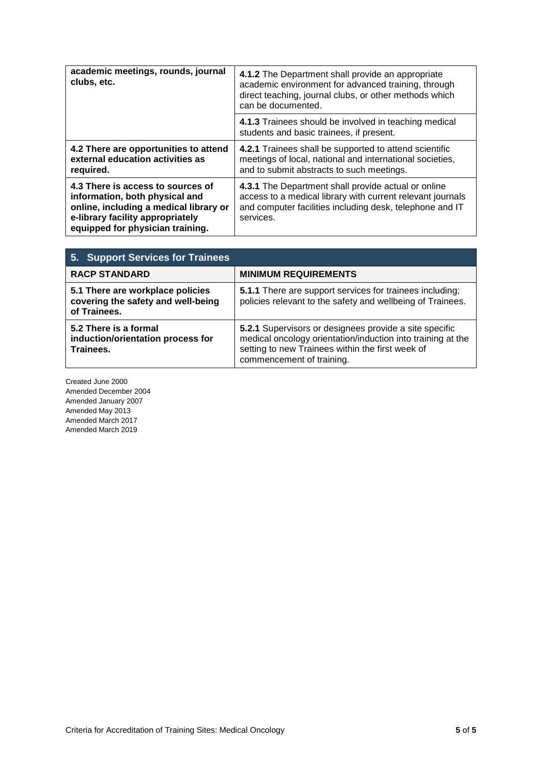| | |
|---|---|
| **academic meetings, rounds, journal clubs, etc.** | **4.1.2** The Department shall provide an appropriate academic environment for advanced training, through direct teaching, journal clubs, or other methods which can be documented. |
| | **4.1.3** Trainees should be involved in teaching medical students and basic trainees, if present. |
| **4.2 There are opportunities to attend external education activities as required.** | **4.2.1** Trainees shall be supported to attend scientific meetings of local, national and international societies, and to submit abstracts to such meetings. |
| **4.3 There is access to sources of information, both physical and online, including a medical library or e-library facility appropriately equipped for physician training.** | **4.3.1** The Department shall provide actual or online access to a medical library with current relevant journals and computer facilities including desk, telephone and IT services. |

## 5. Support Services for Trainees

| RACP STANDARD | MINIMUM REQUIREMENTS |
|---|---|
| **5.1 There are workplace policies covering the safety and well-being of Trainees.** | **5.1.1** There are support services for trainees including; policies relevant to the safety and wellbeing of Trainees. |
| **5.2 There is a formal induction/orientation process for Trainees.** | **5.2.1** Supervisors or designees provide a site specific medical oncology orientation/induction into training at the setting to new Trainees within the first week of commencement of training. |

Created June 2000
Amended December 2004
Amended January 2007
Amended May 2013
Amended March 2017
Amended March 2019